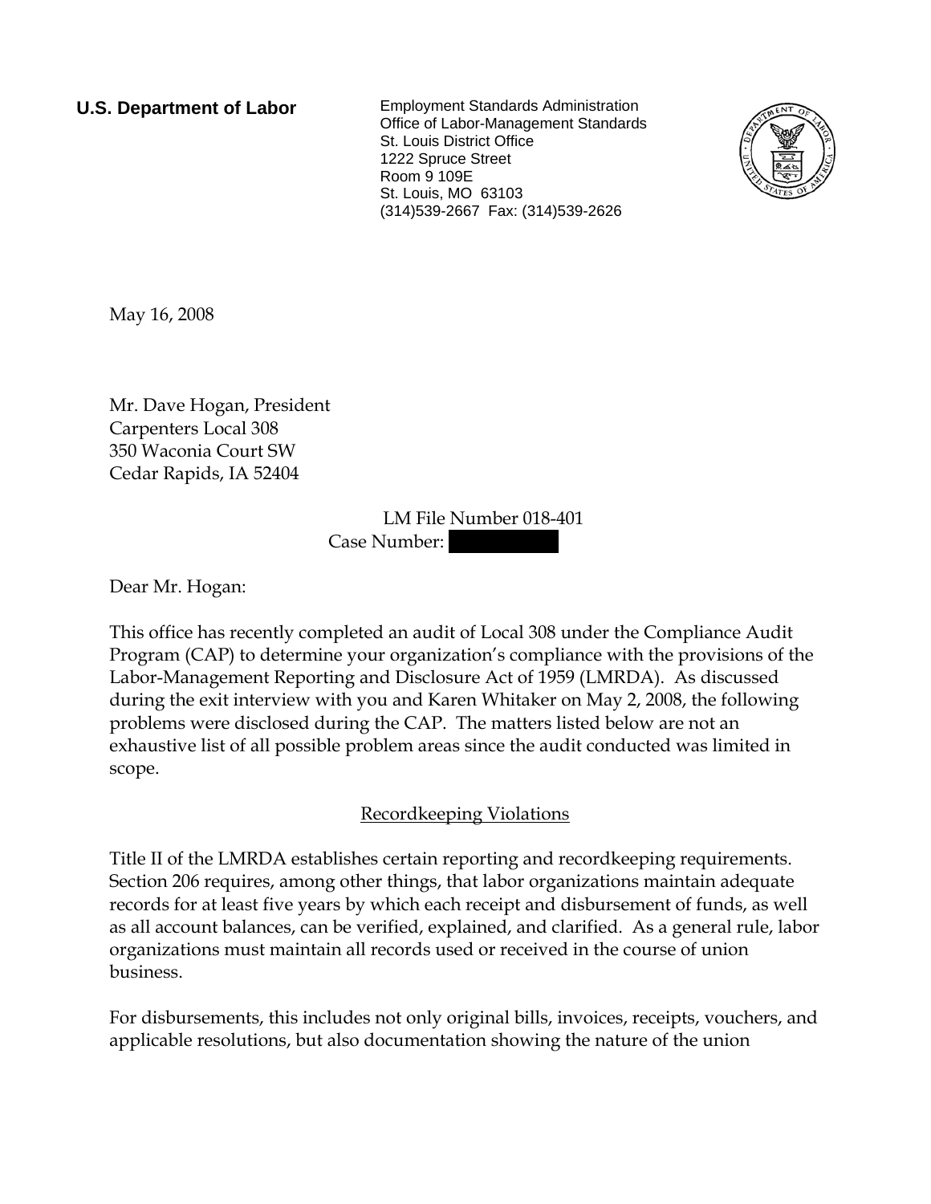**U.S. Department of Labor**

Employment Standards Administration
Office of Labor-Management Standards
St. Louis District Office
1222 Spruce Street
Room 9 109E
St. Louis, MO 63103
(314)539-2667 Fax: (314)539-2626

May 16, 2008

Mr. Dave Hogan, President
Carpenters Local 308
350 Waconia Court SW
Cedar Rapids, IA 52404

LM File Number 018-401
Case Number: [redacted]

Dear Mr. Hogan:

This office has recently completed an audit of Local 308 under the Compliance Audit Program (CAP) to determine your organization's compliance with the provisions of the Labor-Management Reporting and Disclosure Act of 1959 (LMRDA). As discussed during the exit interview with you and Karen Whitaker on May 2, 2008, the following problems were disclosed during the CAP. The matters listed below are not an exhaustive list of all possible problem areas since the audit conducted was limited in scope.

## Recordkeeping Violations

Title II of the LMRDA establishes certain reporting and recordkeeping requirements. Section 206 requires, among other things, that labor organizations maintain adequate records for at least five years by which each receipt and disbursement of funds, as well as all account balances, can be verified, explained, and clarified. As a general rule, labor organizations must maintain all records used or received in the course of union business.

For disbursements, this includes not only original bills, invoices, receipts, vouchers, and applicable resolutions, but also documentation showing the nature of the union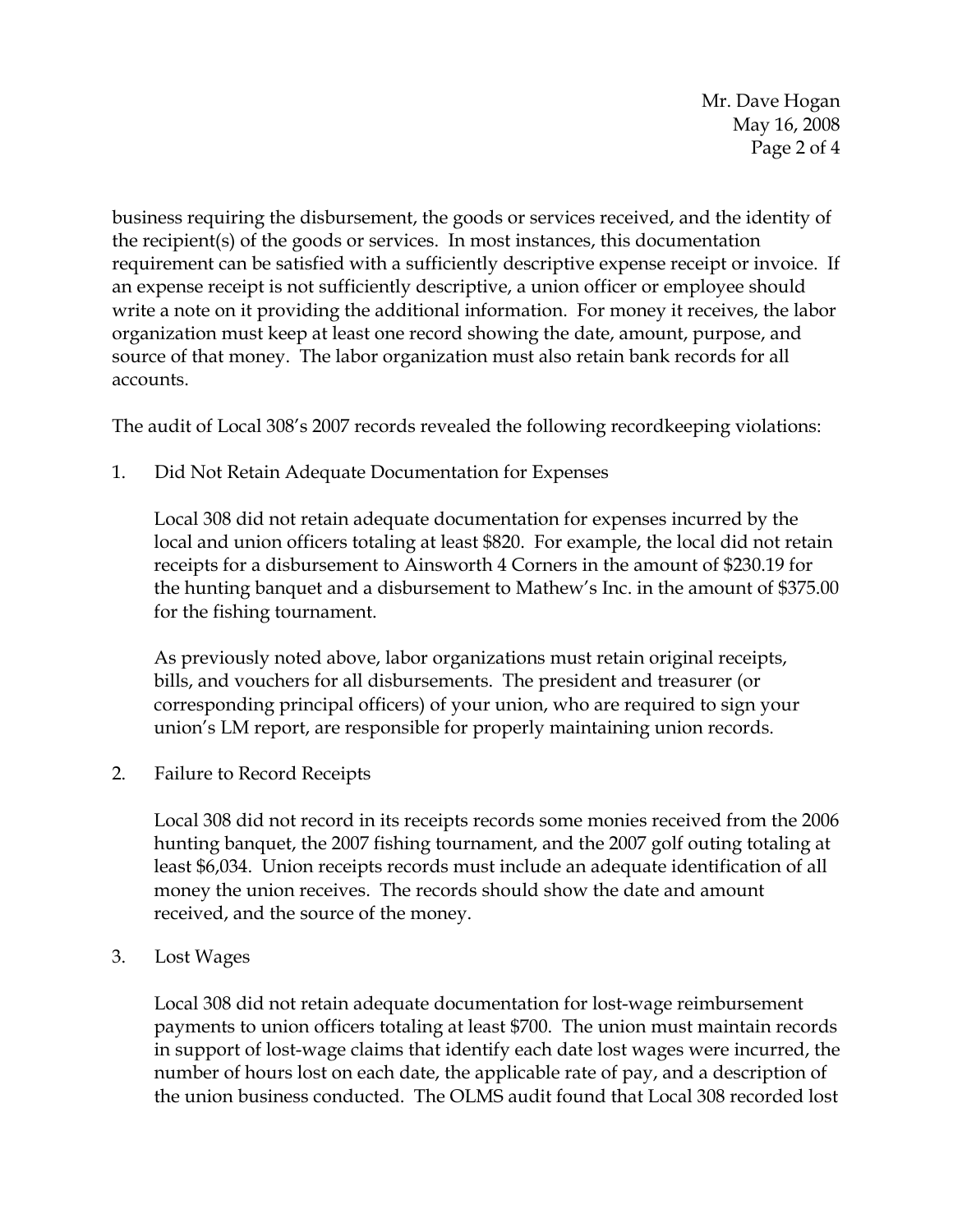business requiring the disbursement, the goods or services received, and the identity of the recipient(s) of the goods or services. In most instances, this documentation requirement can be satisfied with a sufficiently descriptive expense receipt or invoice. If an expense receipt is not sufficiently descriptive, a union officer or employee should write a note on it providing the additional information. For money it receives, the labor organization must keep at least one record showing the date, amount, purpose, and source of that money. The labor organization must also retain bank records for all accounts.

The audit of Local 308's 2007 records revealed the following recordkeeping violations:

1. Did Not Retain Adequate Documentation for Expenses

   Local 308 did not retain adequate documentation for expenses incurred by the local and union officers totaling at least $820. For example, the local did not retain receipts for a disbursement to Ainsworth 4 Corners in the amount of $230.19 for the hunting banquet and a disbursement to Mathew's Inc. in the amount of $375.00 for the fishing tournament.

   As previously noted above, labor organizations must retain original receipts, bills, and vouchers for all disbursements. The president and treasurer (or corresponding principal officers) of your union, who are required to sign your union's LM report, are responsible for properly maintaining union records.

2. Failure to Record Receipts

   Local 308 did not record in its receipts records some monies received from the 2006 hunting banquet, the 2007 fishing tournament, and the 2007 golf outing totaling at least $6,034. Union receipts records must include an adequate identification of all money the union receives. The records should show the date and amount received, and the source of the money.

3. Lost Wages

   Local 308 did not retain adequate documentation for lost-wage reimbursement payments to union officers totaling at least $700. The union must maintain records in support of lost-wage claims that identify each date lost wages were incurred, the number of hours lost on each date, the applicable rate of pay, and a description of the union business conducted. The OLMS audit found that Local 308 recorded lost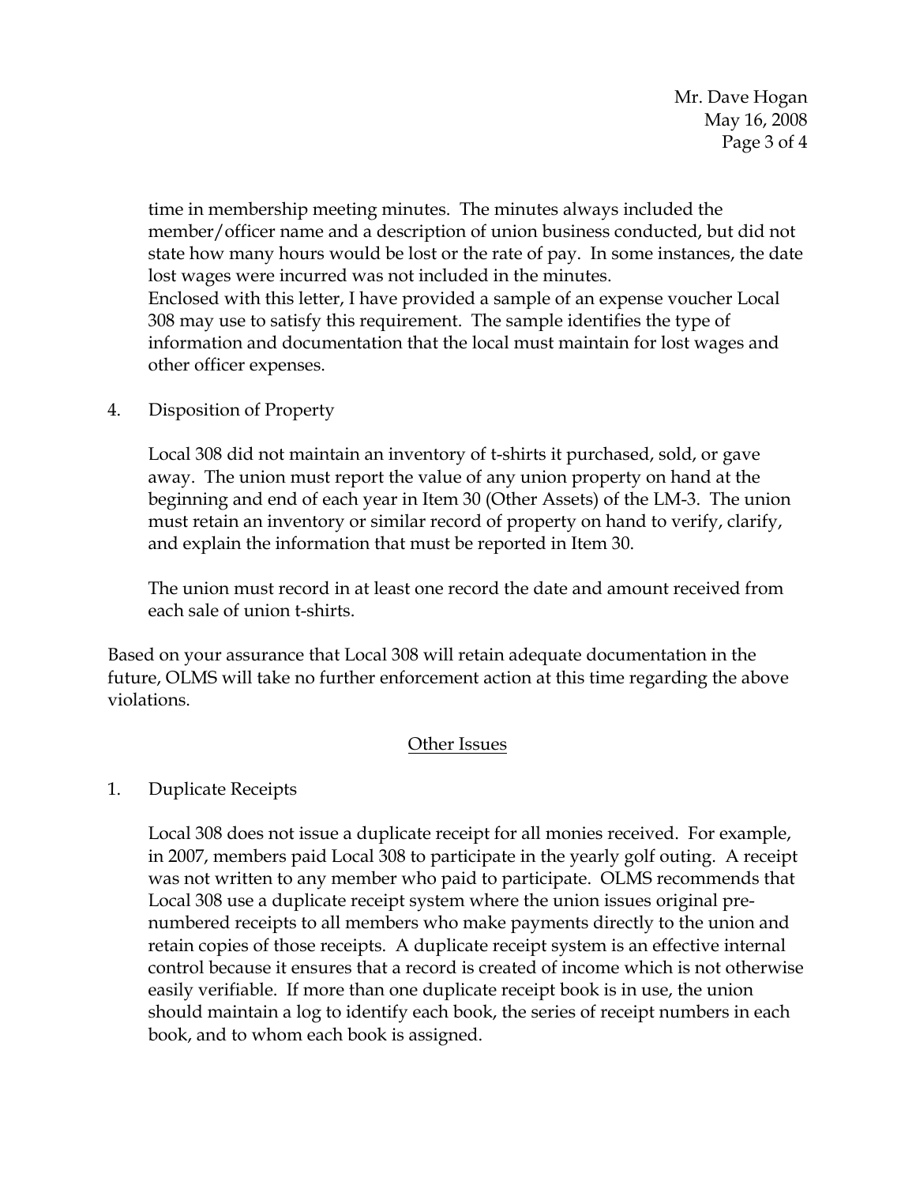time in membership meeting minutes. The minutes always included the member/officer name and a description of union business conducted, but did not state how many hours would be lost or the rate of pay. In some instances, the date lost wages were incurred was not included in the minutes.
Enclosed with this letter, I have provided a sample of an expense voucher Local 308 may use to satisfy this requirement. The sample identifies the type of information and documentation that the local must maintain for lost wages and other officer expenses.

4. Disposition of Property

   Local 308 did not maintain an inventory of t-shirts it purchased, sold, or gave away. The union must report the value of any union property on hand at the beginning and end of each year in Item 30 (Other Assets) of the LM-3. The union must retain an inventory or similar record of property on hand to verify, clarify, and explain the information that must be reported in Item 30.

   The union must record in at least one record the date and amount received from each sale of union t-shirts.

Based on your assurance that Local 308 will retain adequate documentation in the future, OLMS will take no further enforcement action at this time regarding the above violations.

## Other Issues

1. Duplicate Receipts

   Local 308 does not issue a duplicate receipt for all monies received. For example, in 2007, members paid Local 308 to participate in the yearly golf outing. A receipt was not written to any member who paid to participate. OLMS recommends that Local 308 use a duplicate receipt system where the union issues original pre-numbered receipts to all members who make payments directly to the union and retain copies of those receipts. A duplicate receipt system is an effective internal control because it ensures that a record is created of income which is not otherwise easily verifiable. If more than one duplicate receipt book is in use, the union should maintain a log to identify each book, the series of receipt numbers in each book, and to whom each book is assigned.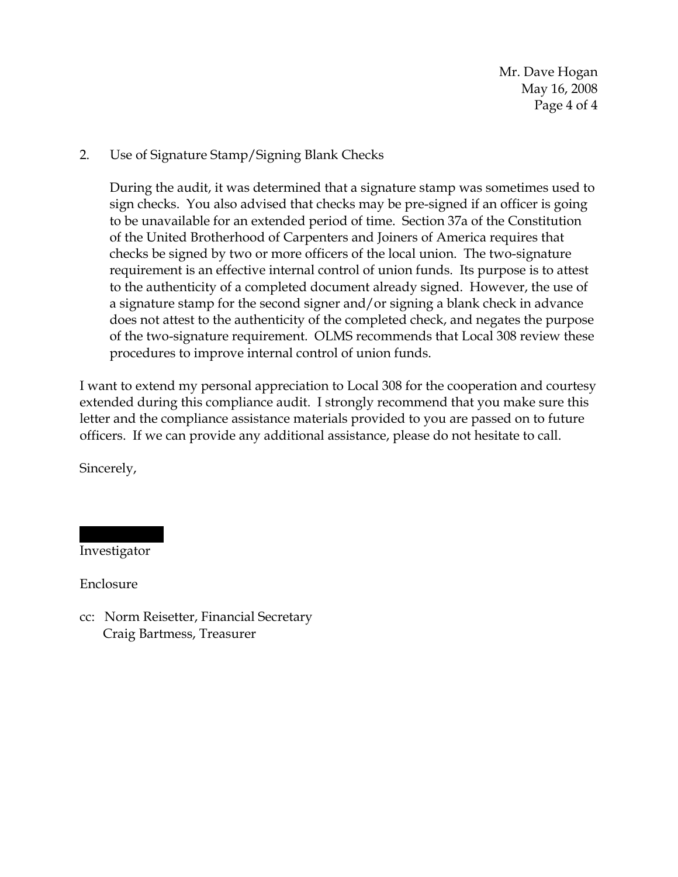2. Use of Signature Stamp/Signing Blank Checks

   During the audit, it was determined that a signature stamp was sometimes used to sign checks. You also advised that checks may be pre-signed if an officer is going to be unavailable for an extended period of time. Section 37a of the Constitution of the United Brotherhood of Carpenters and Joiners of America requires that checks be signed by two or more officers of the local union. The two-signature requirement is an effective internal control of union funds. Its purpose is to attest to the authenticity of a completed document already signed. However, the use of a signature stamp for the second signer and/or signing a blank check in advance does not attest to the authenticity of the completed check, and negates the purpose of the two-signature requirement. OLMS recommends that Local 308 review these procedures to improve internal control of union funds.

I want to extend my personal appreciation to Local 308 for the cooperation and courtesy extended during this compliance audit. I strongly recommend that you make sure this letter and the compliance assistance materials provided to you are passed on to future officers. If we can provide any additional assistance, please do not hesitate to call.

Sincerely,

Investigator

Enclosure

cc: Norm Reisetter, Financial Secretary
    Craig Bartmess, Treasurer